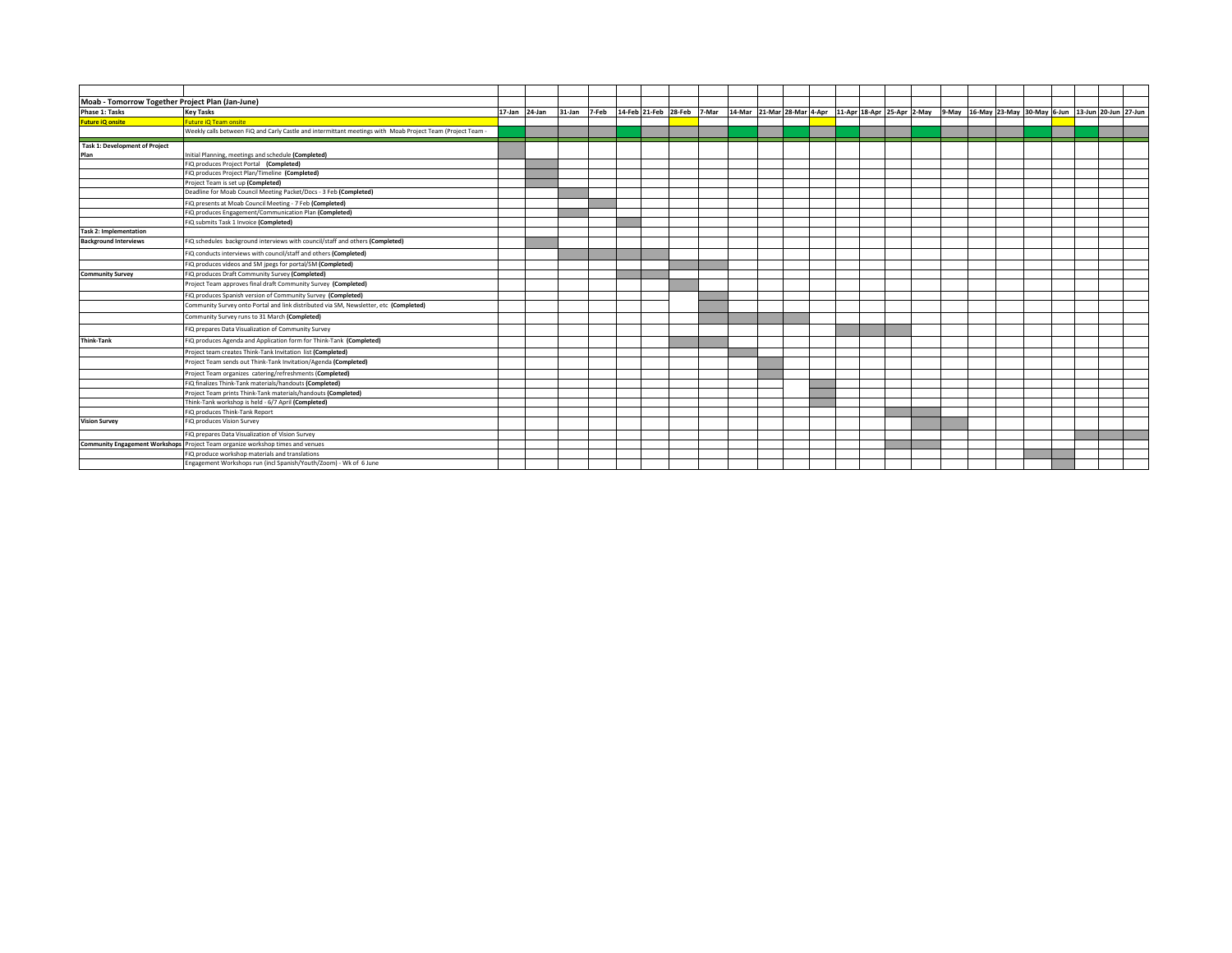| Moab - Tomorrow Together Project Plan (Jan-June) | | | | | | | | | | | | | | | | | | | | | | | | | | | |
|---|---|---|---|---|---|---|---|---|---|---|---|---|---|---|---|---|---|---|---|---|---|---|---|---|---|---|---|
| **Phase 1: Tasks** | **Key Tasks** | **17-Jan** | **24-Jan** | **31-Jan** | **7-Feb** | **14-Feb** | **21-Feb** | **28-Feb** | **7-Mar** | **14-Mar** | **21-Mar** | **28-Mar** | **4-Apr** | **11-Apr** | **18-Apr** | **25-Apr** | **2-May** | **9-May** | **16-May** | **23-May** | **30-May** | **6-Jun** | **13-Jun** | **20-Jun** | **27-Jun** |
| **Future iQ onsite** | Future iQ Team onsite | | | | | | | | | | | | | | | | | | | | | | | | |
| | Weekly calls between FiQ and Carly Castle and intermittant meetings with Moab Project Team (Project Team - | | | | | | | | | | | | | | | | | | | | | | | | |
| **Task 1: Development of Project Plan** | Initial Planning, meetings and schedule **(Completed)** | | | | | | | | | | | | | | | | | | | | | | | | |
| | FiQ produces Project Portal **(Completed)** | | | | | | | | | | | | | | | | | | | | | | | | |
| | FiQ produces Project Plan/Timeline **(Completed)** | | | | | | | | | | | | | | | | | | | | | | | | |
| | Project Team is set up **(Completed)** | | | | | | | | | | | | | | | | | | | | | | | | |
| | Deadline for Moab Council Meeting Packet/Docs - 3 Feb **(Completed)** | | | | | | | | | | | | | | | | | | | | | | | | |
| | FiQ presents at Moab Council Meeting - 7 Feb **(Completed)** | | | | | | | | | | | | | | | | | | | | | | | | |
| | FiQ produces Engagement/Communication Plan **(Completed)** | | | | | | | | | | | | | | | | | | | | | | | | |
| | FiQ submits Task 1 Invoice **(Completed)** | | | | | | | | | | | | | | | | | | | | | | | | |
| **Task 2: Implementation** | | | | | | | | | | | | | | | | | | | | | | | | | |
| **Background Interviews** | FiQ schedules background interviews with council/staff and others **(Completed)** | | | | | | | | | | | | | | | | | | | | | | | | |
| | FiQ conducts interviews with council/staff and others **(Completed)** | | | | | | | | | | | | | | | | | | | | | | | | |
| | FiQ produces videos and SM jpegs for portal/SM **(Completed)** | | | | | | | | | | | | | | | | | | | | | | | | |
| **Community Survey** | FiQ produces Draft Community Survey **(Completed)** | | | | | | | | | | | | | | | | | | | | | | | | |
| | Project Team approves final draft Community Survey **(Completed)** | | | | | | | | | | | | | | | | | | | | | | | | |
| | FiQ produces Spanish version of Community Survey **(Completed)** | | | | | | | | | | | | | | | | | | | | | | | | |
| | Community Survey onto Portal and link distributed via SM, Newsletter, etc **(Completed)** | | | | | | | | | | | | | | | | | | | | | | | | |
| | Community Survey runs to 31 March **(Completed)** | | | | | | | | | | | | | | | | | | | | | | | | |
| | FiQ prepares Data Visualization of Community Survey | | | | | | | | | | | | | | | | | | | | | | | | |
| **Think-Tank** | FiQ produces Agenda and Application form for Think-Tank **(Completed)** | | | | | | | | | | | | | | | | | | | | | | | | |
| | Project team creates Think-Tank Invitation list **(Completed)** | | | | | | | | | | | | | | | | | | | | | | | | |
| | Project Team sends out Think-Tank Invitation/Agenda **(Completed)** | | | | | | | | | | | | | | | | | | | | | | | | |
| | Project Team organizes catering/refreshments **(Completed)** | | | | | | | | | | | | | | | | | | | | | | | | |
| | FiQ finalizes Think-Tank materials/handouts **(Completed)** | | | | | | | | | | | | | | | | | | | | | | | | |
| | Project Team prints Think-Tank materials/handouts **(Completed)** | | | | | | | | | | | | | | | | | | | | | | | | |
| | Think-Tank workshop is held - 6/7 April **(Completed)** | | | | | | | | | | | | | | | | | | | | | | | | |
| | FiQ produces Think-Tank Report | | | | | | | | | | | | | | | | | | | | | | | | |
| **Vision Survey** | FiQ produces Vision Survey | | | | | | | | | | | | | | | | | | | | | | | | |
| | FiQ prepares Data Visualization of Vision Survey | | | | | | | | | | | | | | | | | | | | | | | | |
| **Community Engagement Workshops** | Project Team organize workshop times and venues | | | | | | | | | | | | | | | | | | | | | | | | |
| | FiQ produce workshop materials and translations | | | | | | | | | | | | | | | | | | | | | | | | |
| | Engagement Workshops run (incl Spanish/Youth/Zoom) - Wk of 6 June | | | | | | | | | | | | | | | | | | | | | | | | |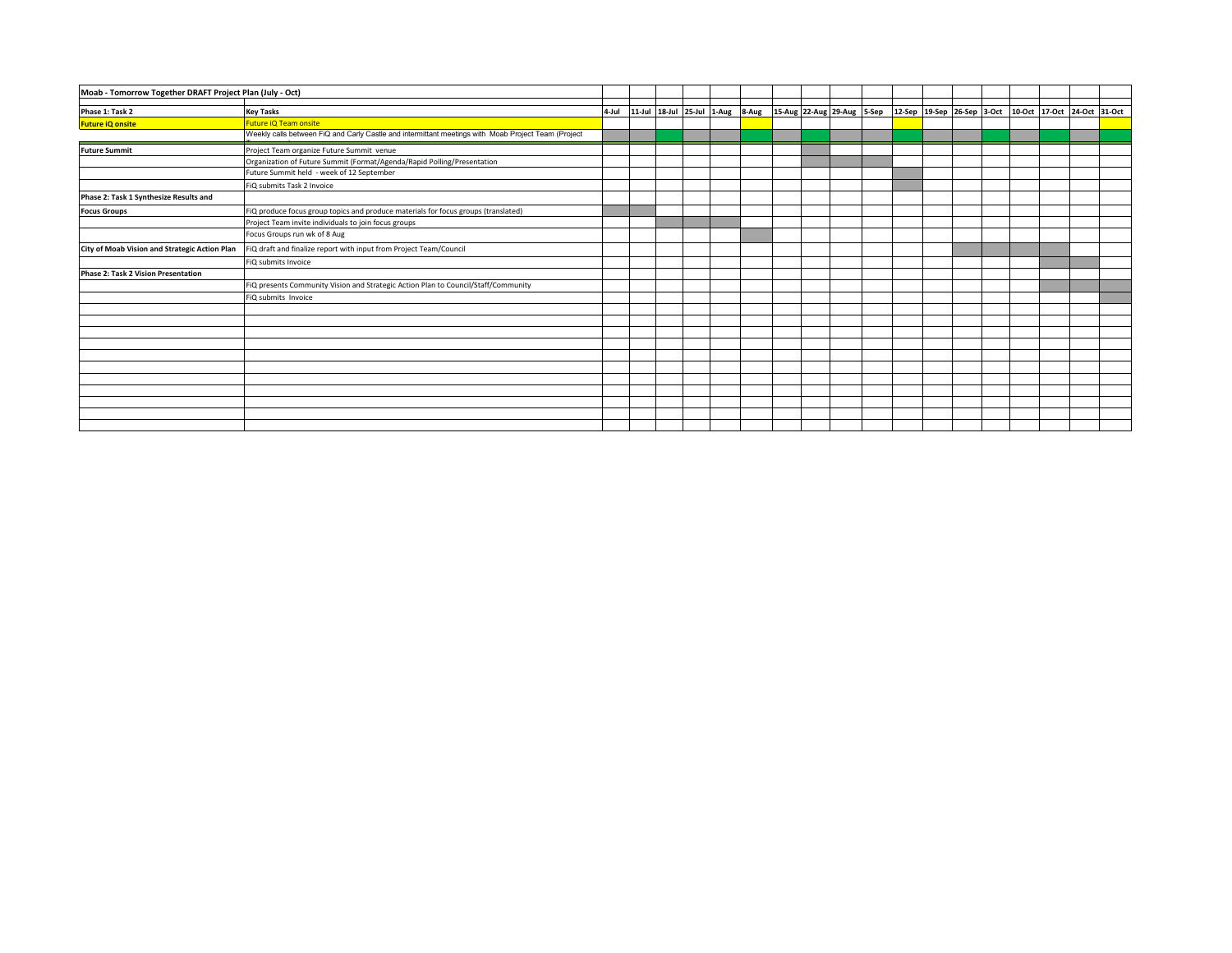**Moab - Tomorrow Together DRAFT Project Plan (July - Oct)**

| Phase 1: Task 2 | Key Tasks | 4-Jul | 11-Jul | 18-Jul | 25-Jul | 1-Aug | 8-Aug | 15-Aug | 22-Aug | 29-Aug | 5-Sep | 12-Sep | 19-Sep | 26-Sep | 3-Oct | 10-Oct | 17-Oct | 24-Oct | 31-Oct |
|---|---|---|---|---|---|---|---|---|---|---|---|---|---|---|---|---|---|---|---|
| Future iQ onsite | Future iQ Team onsite | | | | | | | | | | | | | | | | | | |
| | Weekly calls between FiQ and Carly Castle and intermittant meetings with Moab Project Team (Project | | | | | | | | | | | | | | | | | | |
| Future Summit | Project Team organize Future Summit venue | | | | | | | | | | | | | | | | | | |
| | Organization of Future Summit (Format/Agenda/Rapid Polling/Presentation | | | | | | | | | | | | | | | | | | |
| | Future Summit held - week of 12 September | | | | | | | | | | | | | | | | | | |
| | FiQ submits Task 2 Invoice | | | | | | | | | | | | | | | | | | |
| Phase 2: Task 1 Synthesize Results and | | | | | | | | | | | | | | | | | | | |
| Focus Groups | FiQ produce focus group topics and produce materials for focus groups (translated) | | | | | | | | | | | | | | | | | | |
| | Project Team invite individuals to join focus groups | | | | | | | | | | | | | | | | | | |
| | Focus Groups run wk of 8 Aug | | | | | | | | | | | | | | | | | | |
| City of Moab Vision and Strategic Action Plan | FiQ draft and finalize report with input from Project Team/Council | | | | | | | | | | | | | | | | | | |
| | FiQ submits Invoice | | | | | | | | | | | | | | | | | | |
| Phase 2: Task 2 Vision Presentation | | | | | | | | | | | | | | | | | | | |
| | FiQ presents Community Vision and Strategic Action Plan to Council/Staff/Community | | | | | | | | | | | | | | | | | | |
| | FiQ submits Invoice | | | | | | | | | | | | | | | | | | |